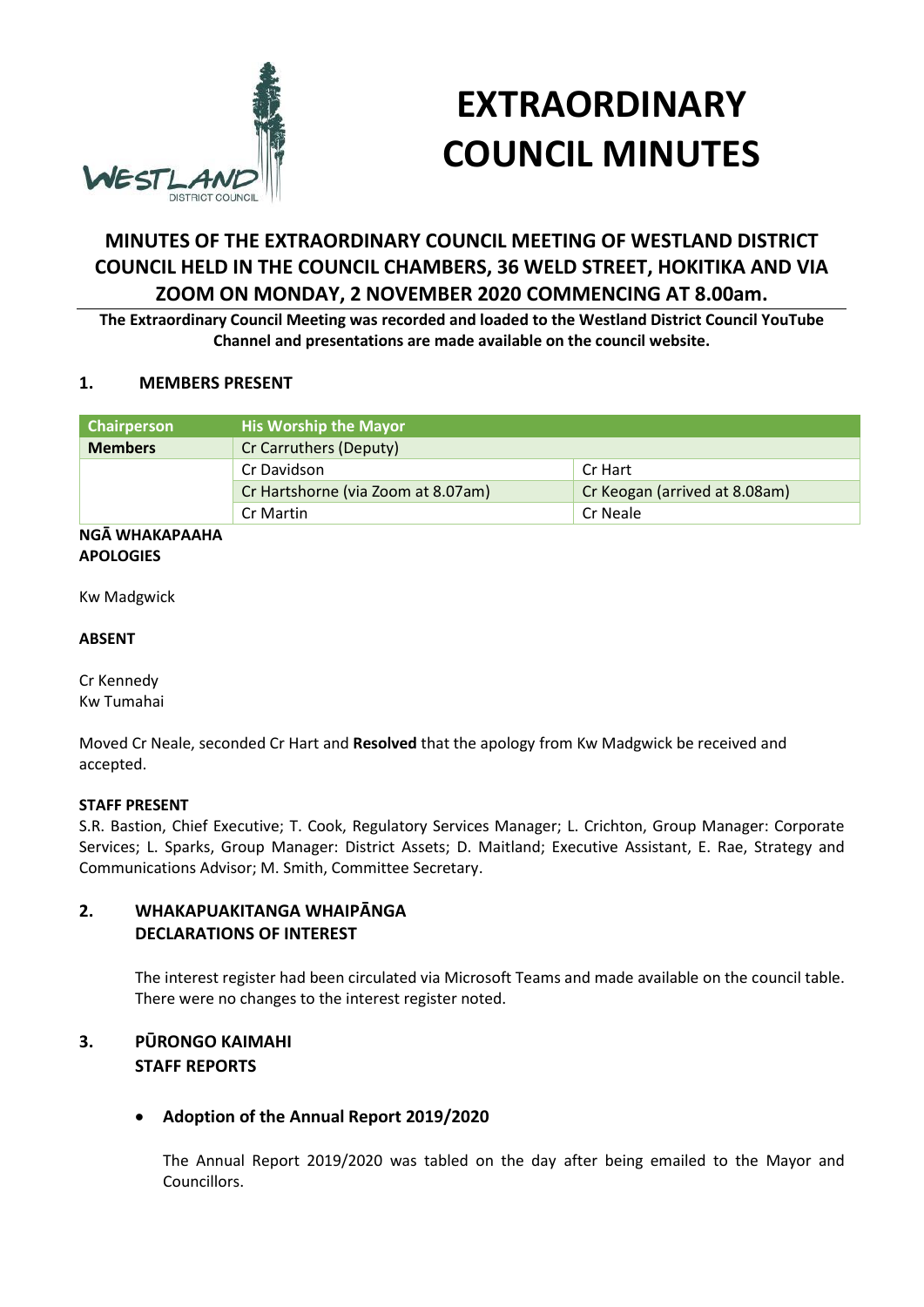# EXTRAORDINARY COUNCIL MINUTES

## MINUTES OF THE EXTRAORDINARY COUNCIL MEETING OF WESTLAND DISTRICT COUNCIL HELD IN THE COUNCIL CHAMBERS, 36 WELD STREET, HOKITIKA AND VIA ZOOM ON MONDAY, 2 NOVEMBER 2020 COMMENCING AT 8.00am.

**The Extraordinary Council Meeting was recorded and loaded to the Westland District Council YouTube Channel and presentations are made available on the council website.**

### 1. MEMBERS PRESENT

| Chairperson | His Worship the Mayor | |
|---|---|---|
| **Members** | Cr Carruthers (Deputy) | |
| | Cr Davidson | Cr Hart |
| | Cr Hartshorne (via Zoom at 8.07am) | Cr Keogan (arrived at 8.08am) |
| | Cr Martin | Cr Neale |

**NGĀ WHAKAPAAHA**
**APOLOGIES**

Kw Madgwick

**ABSENT**

Cr Kennedy
Kw Tumahai

Moved Cr Neale, seconded Cr Hart and **Resolved** that the apology from Kw Madgwick be received and accepted.

**STAFF PRESENT**
S.R. Bastion, Chief Executive; T. Cook, Regulatory Services Manager; L. Crichton, Group Manager: Corporate Services; L. Sparks, Group Manager: District Assets; D. Maitland; Executive Assistant, E. Rae, Strategy and Communications Advisor; M. Smith, Committee Secretary.

### 2. WHAKAPUAKITANGA WHAIPĀNGA DECLARATIONS OF INTEREST

The interest register had been circulated via Microsoft Teams and made available on the council table. There were no changes to the interest register noted.

### 3. PŪRONGO KAIMAHI STAFF REPORTS

- **Adoption of the Annual Report 2019/2020**

The Annual Report 2019/2020 was tabled on the day after being emailed to the Mayor and Councillors.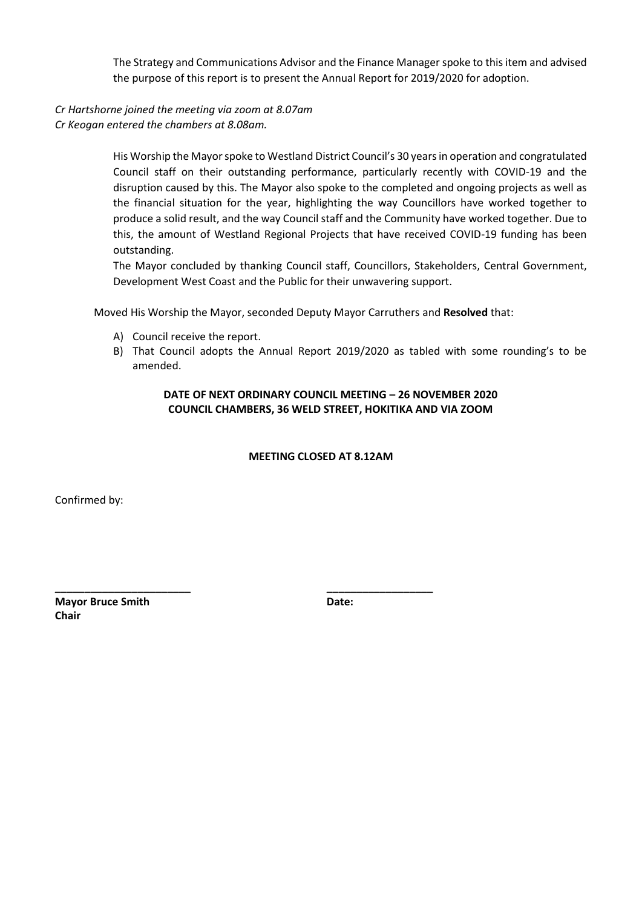The Strategy and Communications Advisor and the Finance Manager spoke to this item and advised the purpose of this report is to present the Annual Report for 2019/2020 for adoption.

*Cr Hartshorne joined the meeting via zoom at 8.07am*
*Cr Keogan entered the chambers at 8.08am.*

His Worship the Mayor spoke to Westland District Council's 30 years in operation and congratulated Council staff on their outstanding performance, particularly recently with COVID-19 and the disruption caused by this. The Mayor also spoke to the completed and ongoing projects as well as the financial situation for the year, highlighting the way Councillors have worked together to produce a solid result, and the way Council staff and the Community have worked together. Due to this, the amount of Westland Regional Projects that have received COVID-19 funding has been outstanding.

The Mayor concluded by thanking Council staff, Councillors, Stakeholders, Central Government, Development West Coast and the Public for their unwavering support.

Moved His Worship the Mayor, seconded Deputy Mayor Carruthers and **Resolved** that:

A) Council receive the report.
B) That Council adopts the Annual Report 2019/2020 as tabled with some rounding's to be amended.

**DATE OF NEXT ORDINARY COUNCIL MEETING – 26 NOVEMBER 2020**
**COUNCIL CHAMBERS, 36 WELD STREET, HOKITIKA AND VIA ZOOM**

**MEETING CLOSED AT 8.12AM**

Confirmed by:

______________________ ______________________

**Mayor Bruce Smith** **Date:**
**Chair**